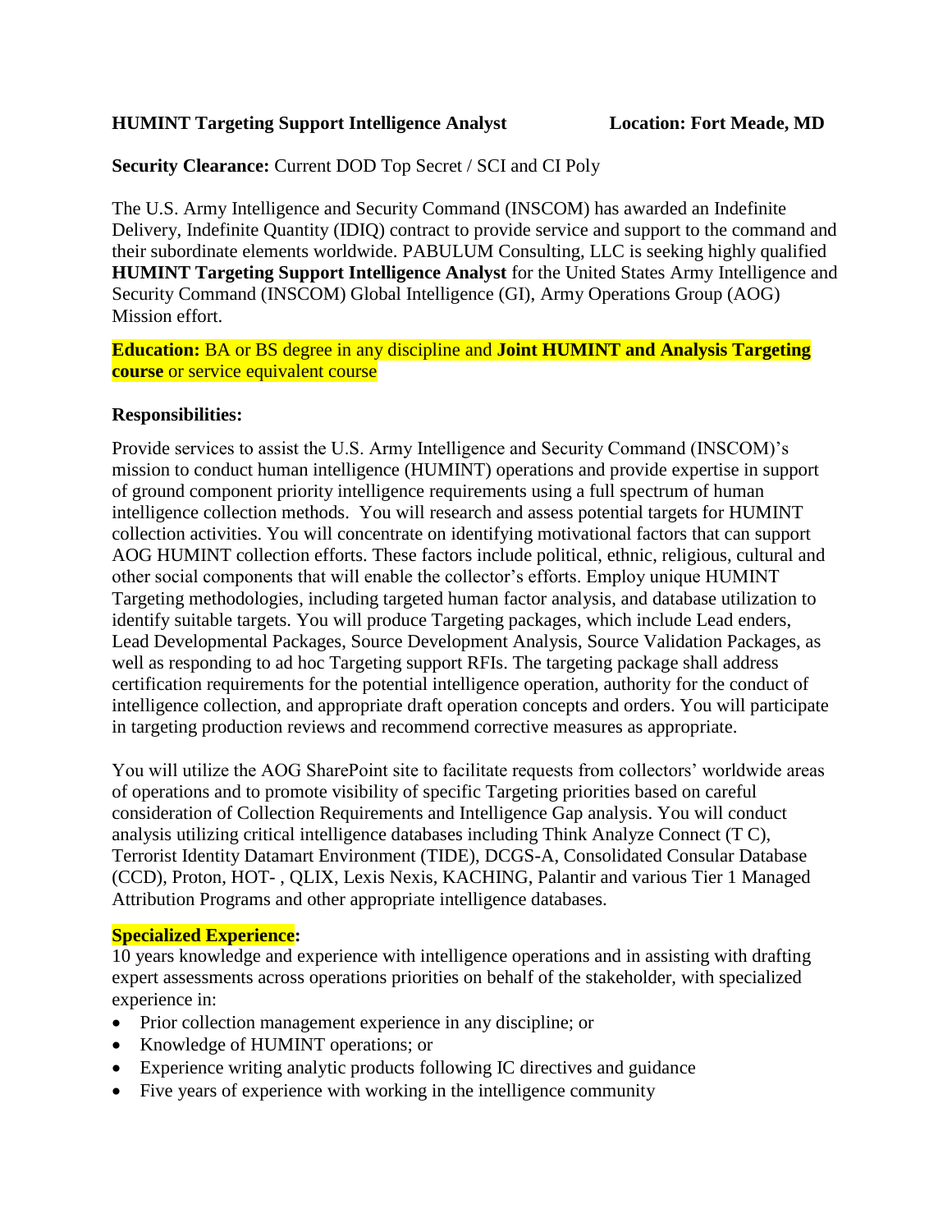**HUMINT Targeting Support Intelligence Analyst** **Location: Fort Meade, MD**

**Security Clearance:** Current DOD Top Secret / SCI and CI Poly

The U.S. Army Intelligence and Security Command (INSCOM) has awarded an Indefinite Delivery, Indefinite Quantity (IDIQ) contract to provide service and support to the command and their subordinate elements worldwide. PABULUM Consulting, LLC is seeking highly qualified **HUMINT Targeting Support Intelligence Analyst** for the United States Army Intelligence and Security Command (INSCOM) Global Intelligence (GI), Army Operations Group (AOG) Mission effort.

**Education:** BA or BS degree in any discipline and **Joint HUMINT and Analysis Targeting course** or service equivalent course

**Responsibilities:**

Provide services to assist the U.S. Army Intelligence and Security Command (INSCOM)'s mission to conduct human intelligence (HUMINT) operations and provide expertise in support of ground component priority intelligence requirements using a full spectrum of human intelligence collection methods. You will research and assess potential targets for HUMINT collection activities. You will concentrate on identifying motivational factors that can support AOG HUMINT collection efforts. These factors include political, ethnic, religious, cultural and other social components that will enable the collector's efforts. Employ unique HUMINT Targeting methodologies, including targeted human factor analysis, and database utilization to identify suitable targets. You will produce Targeting packages, which include Lead enders, Lead Developmental Packages, Source Development Analysis, Source Validation Packages, as well as responding to ad hoc Targeting support RFIs. The targeting package shall address certification requirements for the potential intelligence operation, authority for the conduct of intelligence collection, and appropriate draft operation concepts and orders. You will participate in targeting production reviews and recommend corrective measures as appropriate.

You will utilize the AOG SharePoint site to facilitate requests from collectors' worldwide areas of operations and to promote visibility of specific Targeting priorities based on careful consideration of Collection Requirements and Intelligence Gap analysis. You will conduct analysis utilizing critical intelligence databases including Think Analyze Connect (T C), Terrorist Identity Datamart Environment (TIDE), DCGS-A, Consolidated Consular Database (CCD), Proton, HOT- , QLIX, Lexis Nexis, KACHING, Palantir and various Tier 1 Managed Attribution Programs and other appropriate intelligence databases.

**Specialized Experience:**

10 years knowledge and experience with intelligence operations and in assisting with drafting expert assessments across operations priorities on behalf of the stakeholder, with specialized experience in:

- Prior collection management experience in any discipline; or
- Knowledge of HUMINT operations; or
- Experience writing analytic products following IC directives and guidance
- Five years of experience with working in the intelligence community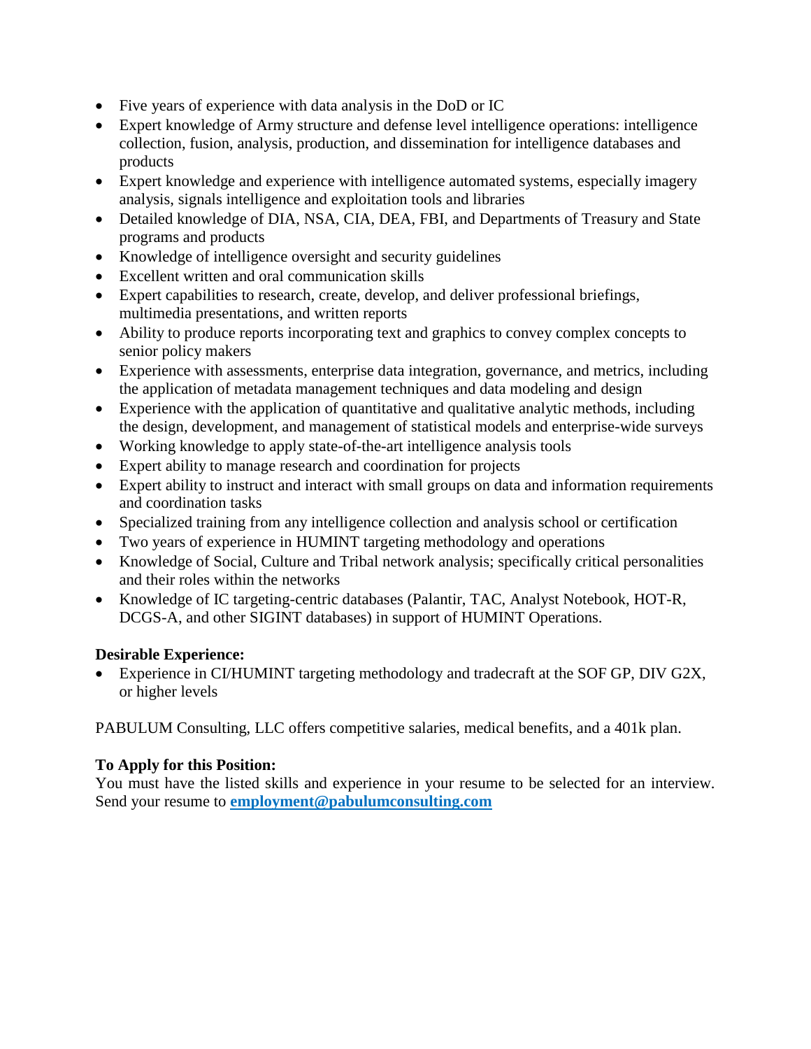- Five years of experience with data analysis in the DoD or IC
- Expert knowledge of Army structure and defense level intelligence operations: intelligence collection, fusion, analysis, production, and dissemination for intelligence databases and products
- Expert knowledge and experience with intelligence automated systems, especially imagery analysis, signals intelligence and exploitation tools and libraries
- Detailed knowledge of DIA, NSA, CIA, DEA, FBI, and Departments of Treasury and State programs and products
- Knowledge of intelligence oversight and security guidelines
- Excellent written and oral communication skills
- Expert capabilities to research, create, develop, and deliver professional briefings, multimedia presentations, and written reports
- Ability to produce reports incorporating text and graphics to convey complex concepts to senior policy makers
- Experience with assessments, enterprise data integration, governance, and metrics, including the application of metadata management techniques and data modeling and design
- Experience with the application of quantitative and qualitative analytic methods, including the design, development, and management of statistical models and enterprise-wide surveys
- Working knowledge to apply state-of-the-art intelligence analysis tools
- Expert ability to manage research and coordination for projects
- Expert ability to instruct and interact with small groups on data and information requirements and coordination tasks
- Specialized training from any intelligence collection and analysis school or certification
- Two years of experience in HUMINT targeting methodology and operations
- Knowledge of Social, Culture and Tribal network analysis; specifically critical personalities and their roles within the networks
- Knowledge of IC targeting-centric databases (Palantir, TAC, Analyst Notebook, HOT-R, DCGS-A, and other SIGINT databases) in support of HUMINT Operations.

**Desirable Experience:**

- Experience in CI/HUMINT targeting methodology and tradecraft at the SOF GP, DIV G2X, or higher levels

PABULUM Consulting, LLC offers competitive salaries, medical benefits, and a 401k plan.

**To Apply for this Position:**

You must have the listed skills and experience in your resume to be selected for an interview. Send your resume to **employment@pabulumconsulting.com**